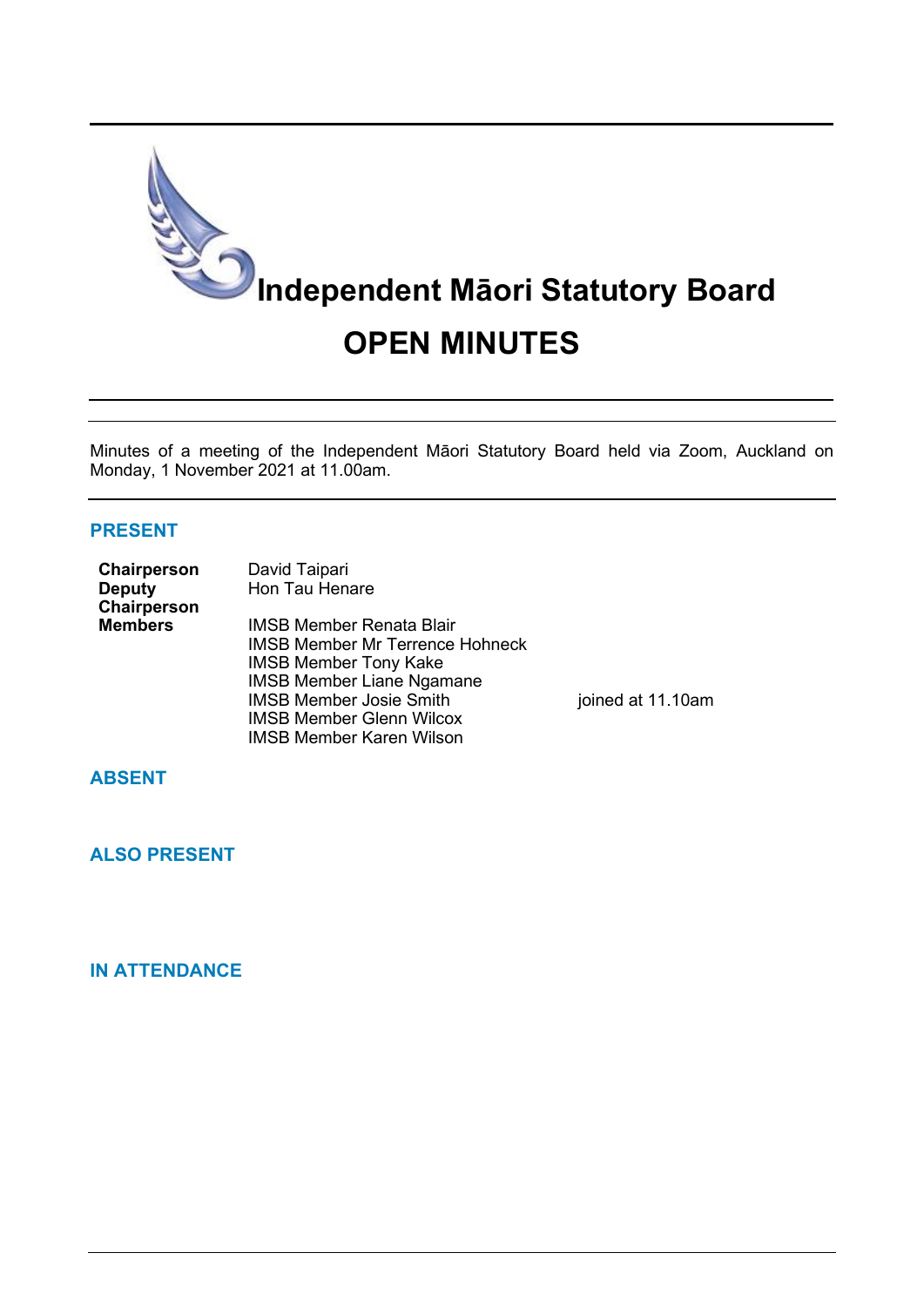# Independent Māori Statutory Board

# OPEN MINUTES

Minutes of a meeting of the Independent Māori Statutory Board held via Zoom, Auckland on Monday, 1 November 2021 at 11.00am.

## PRESENT

| | | |
|---|---|---|
| **Chairperson** | David Taipari | |
| **Deputy Chairperson** | Hon Tau Henare | |
| **Members** | IMSB Member Renata Blair | |
| | IMSB Member Mr Terrence Hohneck | |
| | IMSB Member Tony Kake | |
| | IMSB Member Liane Ngamane | |
| | IMSB Member Josie Smith | joined at 11.10am |
| | IMSB Member Glenn Wilcox | |
| | IMSB Member Karen Wilson | |

## ABSENT

## ALSO PRESENT

## IN ATTENDANCE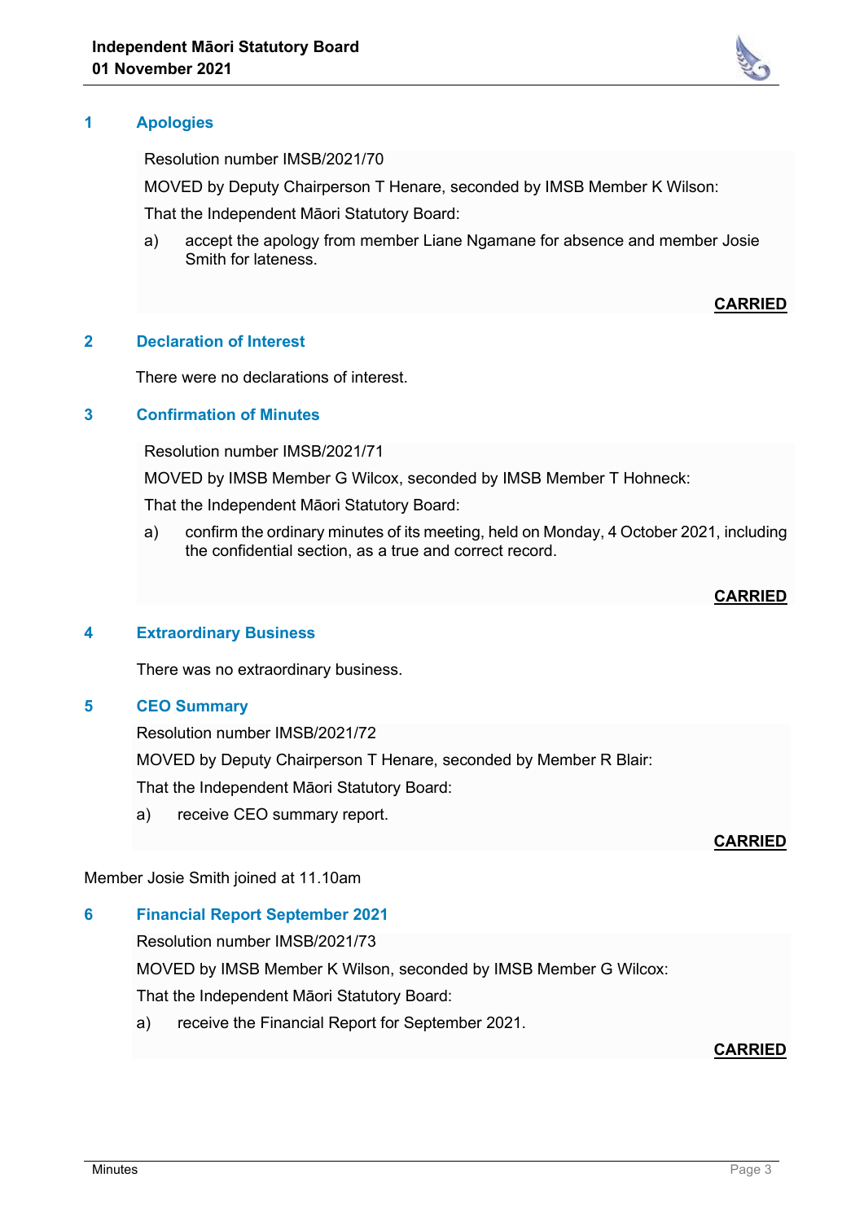## 1 Apologies

Resolution number IMSB/2021/70

MOVED by Deputy Chairperson T Henare, seconded by IMSB Member K Wilson:

That the Independent Māori Statutory Board:

a) accept the apology from member Liane Ngamane for absence and member Josie Smith for lateness.

**CARRIED**

## 2 Declaration of Interest

There were no declarations of interest.

## 3 Confirmation of Minutes

Resolution number IMSB/2021/71

MOVED by IMSB Member G Wilcox, seconded by IMSB Member T Hohneck:

That the Independent Māori Statutory Board:

a) confirm the ordinary minutes of its meeting, held on Monday, 4 October 2021, including the confidential section, as a true and correct record.

**CARRIED**

## 4 Extraordinary Business

There was no extraordinary business.

## 5 CEO Summary

Resolution number IMSB/2021/72

MOVED by Deputy Chairperson T Henare, seconded by Member R Blair:

That the Independent Māori Statutory Board:

a) receive CEO summary report.

**CARRIED**

Member Josie Smith joined at 11.10am

## 6 Financial Report September 2021

Resolution number IMSB/2021/73

MOVED by IMSB Member K Wilson, seconded by IMSB Member G Wilcox:

That the Independent Māori Statutory Board:

a) receive the Financial Report for September 2021.

**CARRIED**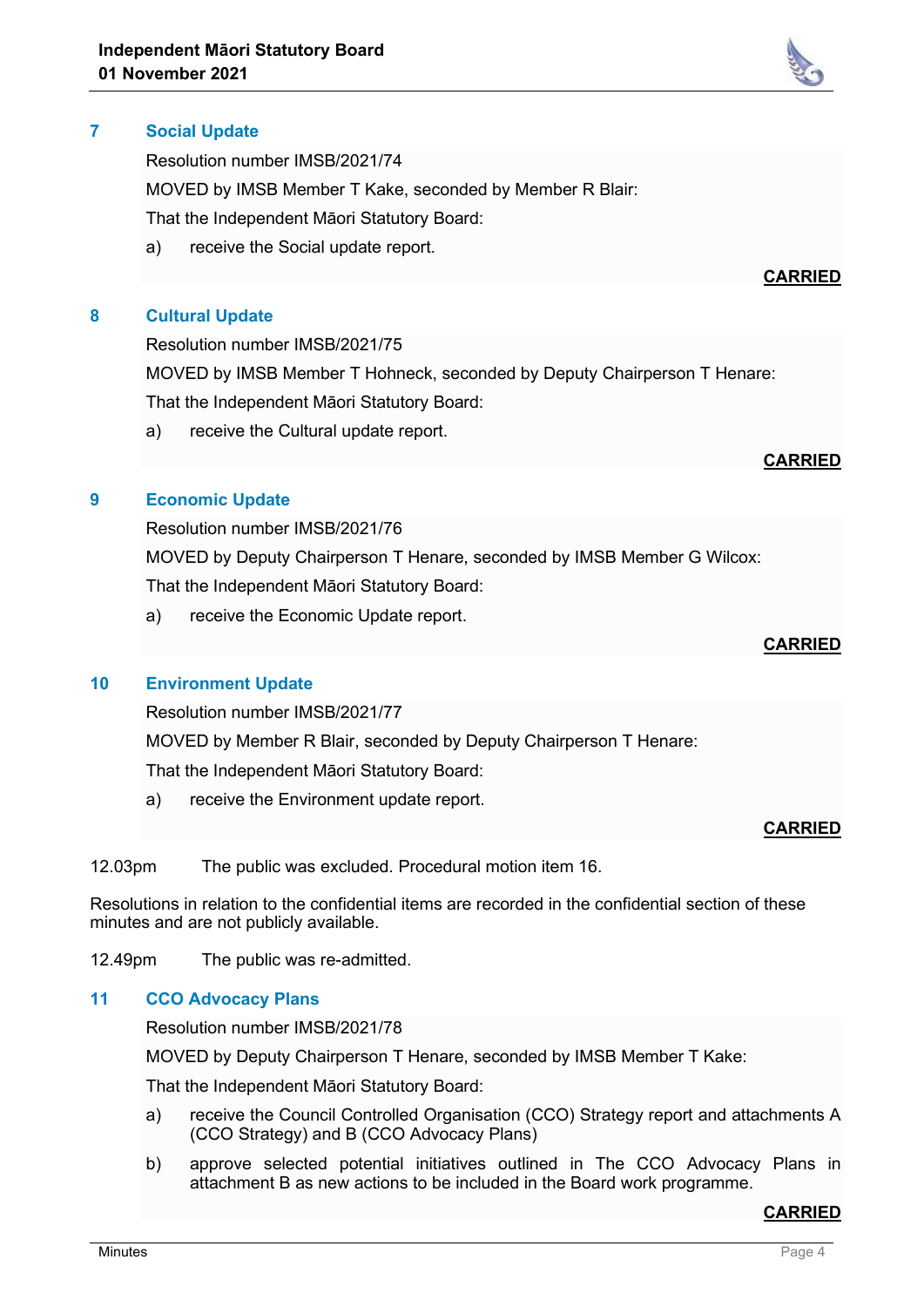## 7 Social Update

Resolution number IMSB/2021/74

MOVED by IMSB Member T Kake, seconded by Member R Blair:

That the Independent Māori Statutory Board:

a) receive the Social update report.

**CARRIED**

## 8 Cultural Update

Resolution number IMSB/2021/75

MOVED by IMSB Member T Hohneck, seconded by Deputy Chairperson T Henare:

That the Independent Māori Statutory Board:

a) receive the Cultural update report.

**CARRIED**

## 9 Economic Update

Resolution number IMSB/2021/76

MOVED by Deputy Chairperson T Henare, seconded by IMSB Member G Wilcox:

That the Independent Māori Statutory Board:

a) receive the Economic Update report.

**CARRIED**

## 10 Environment Update

Resolution number IMSB/2021/77

MOVED by Member R Blair, seconded by Deputy Chairperson T Henare:

That the Independent Māori Statutory Board:

a) receive the Environment update report.

**CARRIED**

12.03pm The public was excluded. Procedural motion item 16.

Resolutions in relation to the confidential items are recorded in the confidential section of these minutes and are not publicly available.

12.49pm The public was re-admitted.

## 11 CCO Advocacy Plans

Resolution number IMSB/2021/78

MOVED by Deputy Chairperson T Henare, seconded by IMSB Member T Kake:

That the Independent Māori Statutory Board:

a) receive the Council Controlled Organisation (CCO) Strategy report and attachments A (CCO Strategy) and B (CCO Advocacy Plans)

b) approve selected potential initiatives outlined in The CCO Advocacy Plans in attachment B as new actions to be included in the Board work programme.

**CARRIED**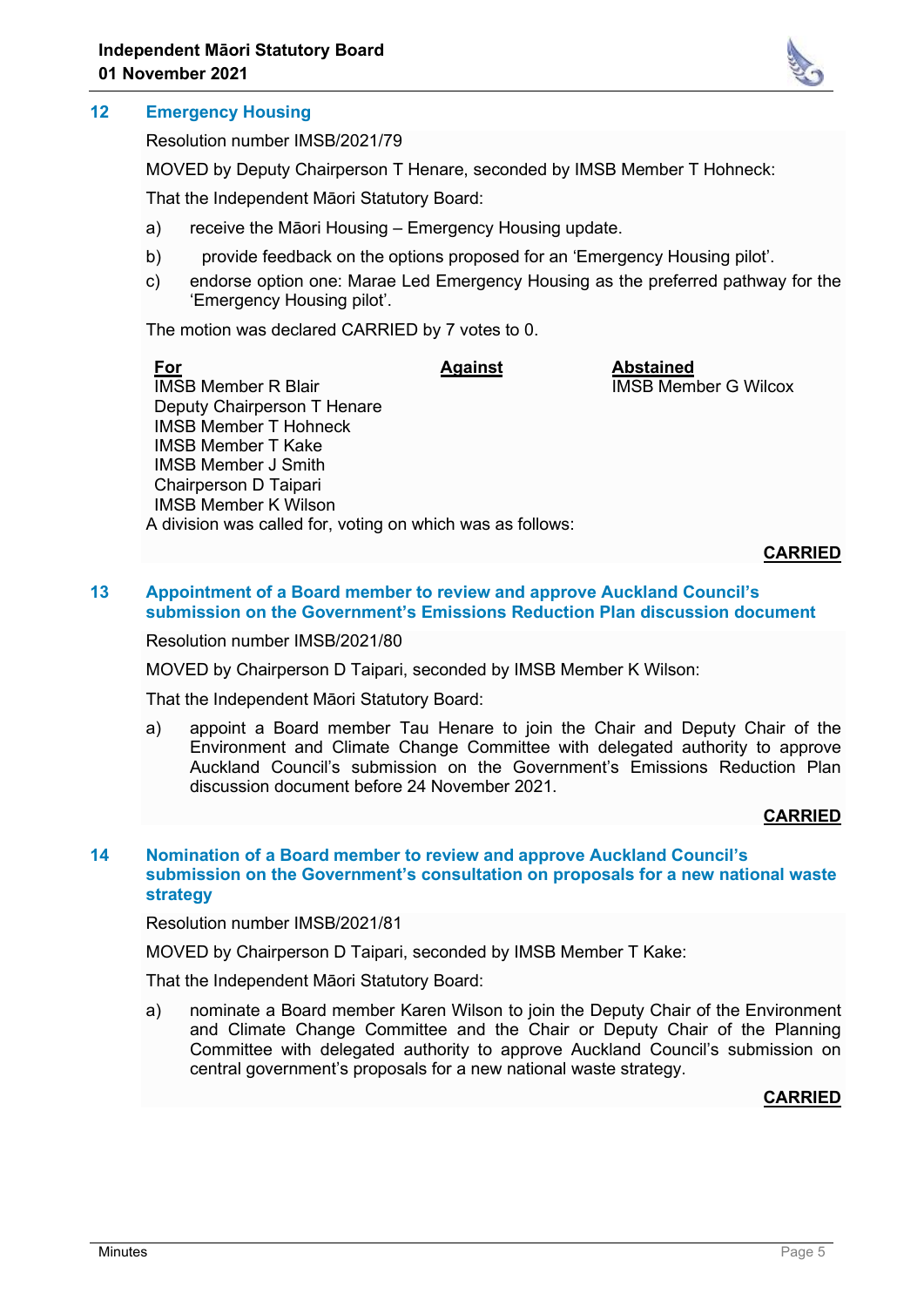## 12 Emergency Housing

Resolution number IMSB/2021/79

MOVED by Deputy Chairperson T Henare, seconded by IMSB Member T Hohneck:

That the Independent Māori Statutory Board:

a) receive the Māori Housing – Emergency Housing update.

b) provide feedback on the options proposed for an 'Emergency Housing pilot'.

c) endorse option one: Marae Led Emergency Housing as the preferred pathway for the 'Emergency Housing pilot'.

The motion was declared CARRIED by 7 votes to 0.

| For | Against | Abstained |
|---|---|---|
| IMSB Member R Blair | | IMSB Member G Wilcox |
| Deputy Chairperson T Henare | | |
| IMSB Member T Hohneck | | |
| IMSB Member T Kake | | |
| IMSB Member J Smith | | |
| Chairperson D Taipari | | |
| IMSB Member K Wilson | | |

A division was called for, voting on which was as follows:

**CARRIED**

## 13 Appointment of a Board member to review and approve Auckland Council's submission on the Government's Emissions Reduction Plan discussion document

Resolution number IMSB/2021/80

MOVED by Chairperson D Taipari, seconded by IMSB Member K Wilson:

That the Independent Māori Statutory Board:

a) appoint a Board member Tau Henare to join the Chair and Deputy Chair of the Environment and Climate Change Committee with delegated authority to approve Auckland Council's submission on the Government's Emissions Reduction Plan discussion document before 24 November 2021.

**CARRIED**

## 14 Nomination of a Board member to review and approve Auckland Council's submission on the Government's consultation on proposals for a new national waste strategy

Resolution number IMSB/2021/81

MOVED by Chairperson D Taipari, seconded by IMSB Member T Kake:

That the Independent Māori Statutory Board:

a) nominate a Board member Karen Wilson to join the Deputy Chair of the Environment and Climate Change Committee and the Chair or Deputy Chair of the Planning Committee with delegated authority to approve Auckland Council's submission on central government's proposals for a new national waste strategy.

**CARRIED**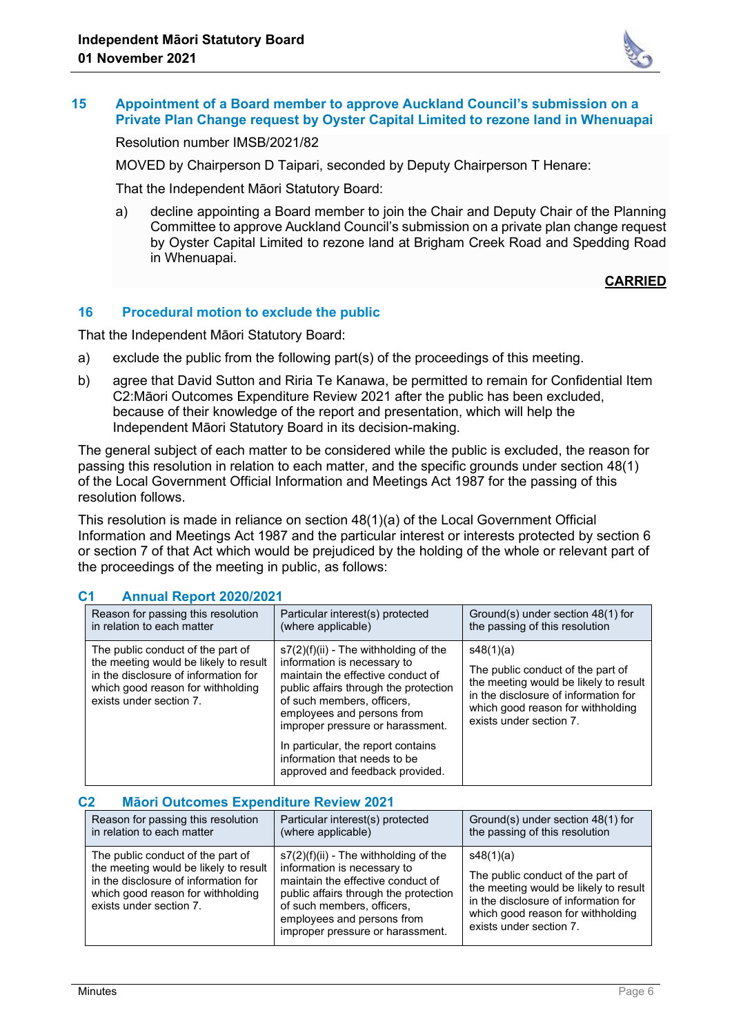## 15 Appointment of a Board member to approve Auckland Council's submission on a Private Plan Change request by Oyster Capital Limited to rezone land in Whenuapai

Resolution number IMSB/2021/82

MOVED by Chairperson D Taipari, seconded by Deputy Chairperson T Henare:

That the Independent Māori Statutory Board:

a) decline appointing a Board member to join the Chair and Deputy Chair of the Planning Committee to approve Auckland Council's submission on a private plan change request by Oyster Capital Limited to rezone land at Brigham Creek Road and Spedding Road in Whenuapai.

**CARRIED**

## 16 Procedural motion to exclude the public

That the Independent Māori Statutory Board:

a) exclude the public from the following part(s) of the proceedings of this meeting.

b) agree that David Sutton and Riria Te Kanawa, be permitted to remain for Confidential Item C2:Māori Outcomes Expenditure Review 2021 after the public has been excluded, because of their knowledge of the report and presentation, which will help the Independent Māori Statutory Board in its decision-making.

The general subject of each matter to be considered while the public is excluded, the reason for passing this resolution in relation to each matter, and the specific grounds under section 48(1) of the Local Government Official Information and Meetings Act 1987 for the passing of this resolution follows.

This resolution is made in reliance on section 48(1)(a) of the Local Government Official Information and Meetings Act 1987 and the particular interest or interests protected by section 6 or section 7 of that Act which would be prejudiced by the holding of the whole or relevant part of the proceedings of the meeting in public, as follows:

### C1 Annual Report 2020/2021

| Reason for passing this resolution in relation to each matter | Particular interest(s) protected (where applicable) | Ground(s) under section 48(1) for the passing of this resolution |
|---|---|---|
| The public conduct of the part of the meeting would be likely to result in the disclosure of information for which good reason for withholding exists under section 7. | s7(2)(f)(ii) - The withholding of the information is necessary to maintain the effective conduct of public affairs through the protection of such members, officers, employees and persons from improper pressure or harassment.<br><br>In particular, the report contains information that needs to be approved and feedback provided. | s48(1)(a)<br><br>The public conduct of the part of the meeting would be likely to result in the disclosure of information for which good reason for withholding exists under section 7. |

### C2 Māori Outcomes Expenditure Review 2021

| Reason for passing this resolution in relation to each matter | Particular interest(s) protected (where applicable) | Ground(s) under section 48(1) for the passing of this resolution |
|---|---|---|
| The public conduct of the part of the meeting would be likely to result in the disclosure of information for which good reason for withholding exists under section 7. | s7(2)(f)(ii) - The withholding of the information is necessary to maintain the effective conduct of public affairs through the protection of such members, officers, employees and persons from improper pressure or harassment. | s48(1)(a)<br><br>The public conduct of the part of the meeting would be likely to result in the disclosure of information for which good reason for withholding exists under section 7. |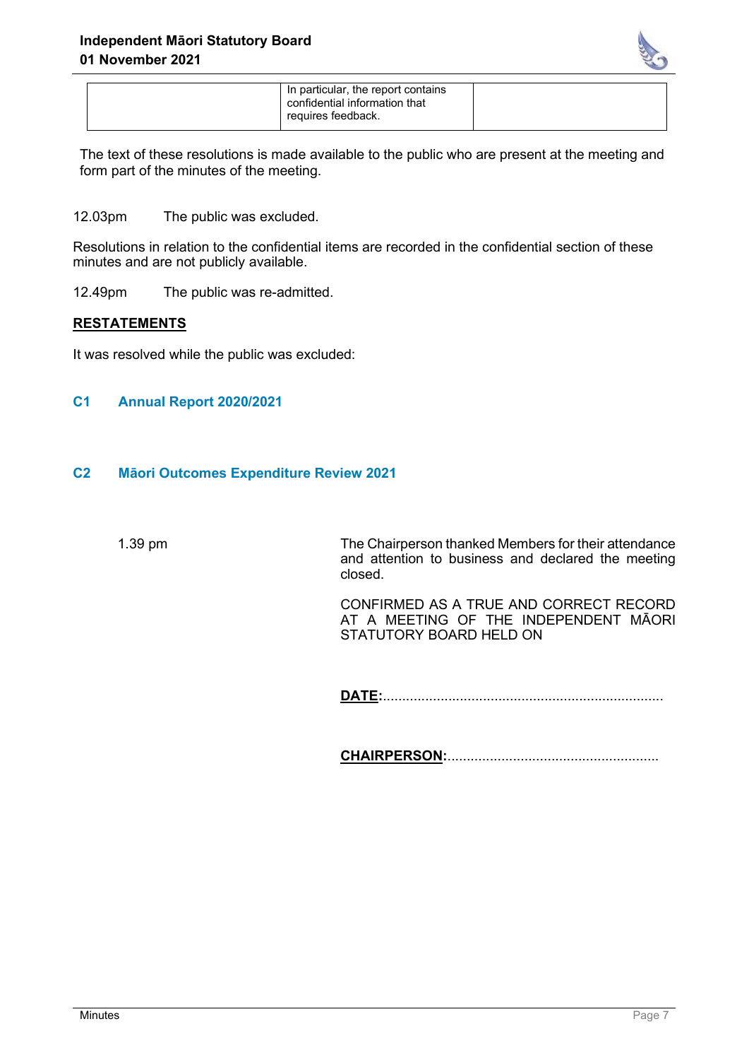| | | |
|---|---|---|
| | In particular, the report contains confidential information that requires feedback. | |

The text of these resolutions is made available to the public who are present at the meeting and form part of the minutes of the meeting.

12.03pm The public was excluded.

Resolutions in relation to the confidential items are recorded in the confidential section of these minutes and are not publicly available.

12.49pm The public was re-admitted.

**RESTATEMENTS**

It was resolved while the public was excluded:

### C1 Annual Report 2020/2021

### C2 Māori Outcomes Expenditure Review 2021

1.39 pm The Chairperson thanked Members for their attendance and attention to business and declared the meeting closed.

CONFIRMED AS A TRUE AND CORRECT RECORD AT A MEETING OF THE INDEPENDENT MĀORI STATUTORY BOARD HELD ON

**DATE:**.........................................................................

**CHAIRPERSON:**.......................................................